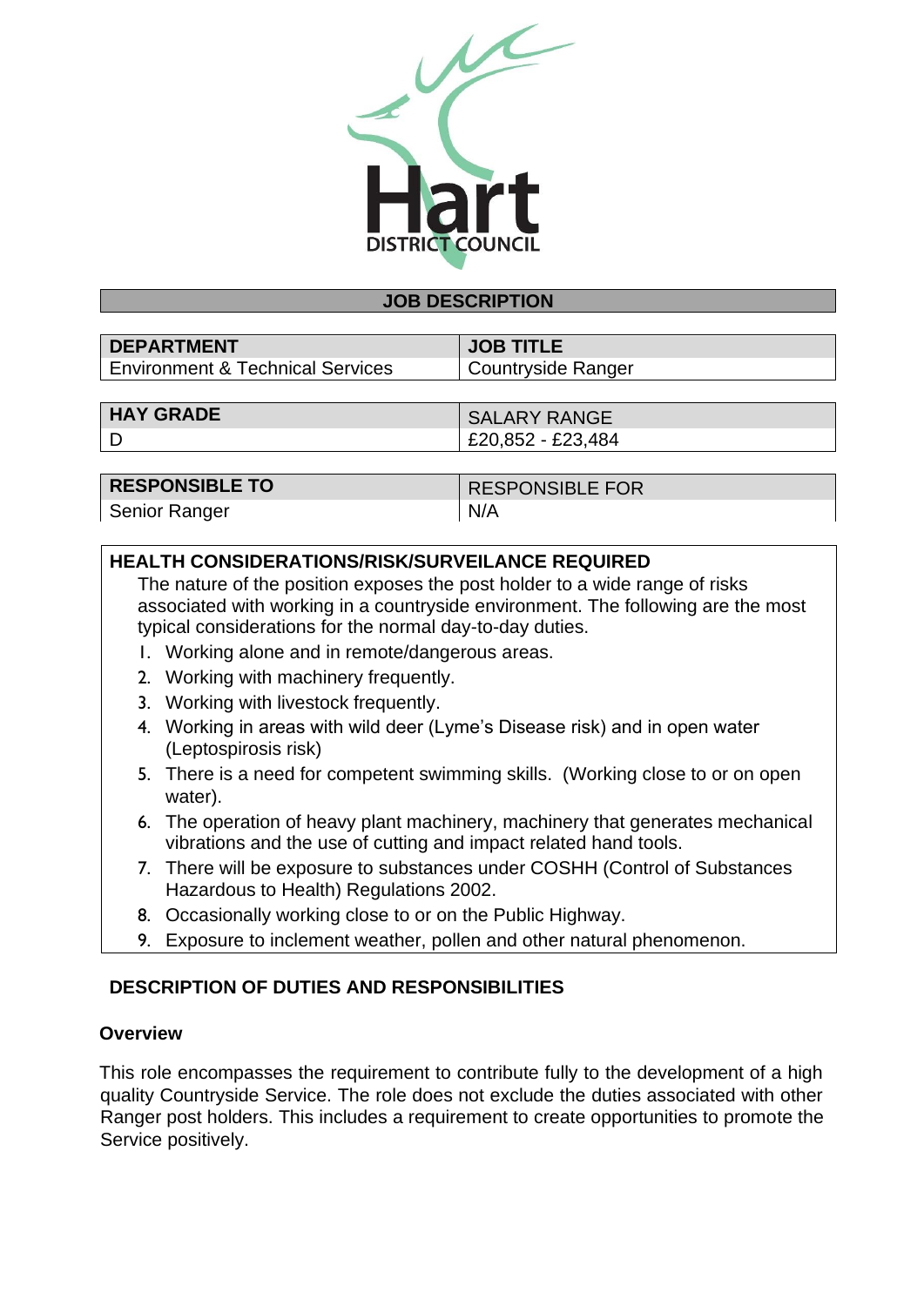Hart
DISTRICT COUNCIL

# JOB DESCRIPTION

| DEPARTMENT | JOB TITLE |
| --- | --- |
| Environment & Technical Services | Countryside Ranger |

| HAY GRADE | SALARY RANGE |
| --- | --- |
| D | £20,852 - £23,484 |

| RESPONSIBLE TO | RESPONSIBLE FOR |
| --- | --- |
| Senior Ranger | N/A |

**HEALTH CONSIDERATIONS/RISK/SURVEILANCE REQUIRED**

The nature of the position exposes the post holder to a wide range of risks associated with working in a countryside environment. The following are the most typical considerations for the normal day-to-day duties.

1. Working alone and in remote/dangerous areas.
2. Working with machinery frequently.
3. Working with livestock frequently.
4. Working in areas with wild deer (Lyme's Disease risk) and in open water (Leptospirosis risk)
5. There is a need for competent swimming skills. (Working close to or on open water).
6. The operation of heavy plant machinery, machinery that generates mechanical vibrations and the use of cutting and impact related hand tools.
7. There will be exposure to substances under COSHH (Control of Substances Hazardous to Health) Regulations 2002.
8. Occasionally working close to or on the Public Highway.
9. Exposure to inclement weather, pollen and other natural phenomenon.

## DESCRIPTION OF DUTIES AND RESPONSIBILITIES

### Overview

This role encompasses the requirement to contribute fully to the development of a high quality Countryside Service. The role does not exclude the duties associated with other Ranger post holders. This includes a requirement to create opportunities to promote the Service positively.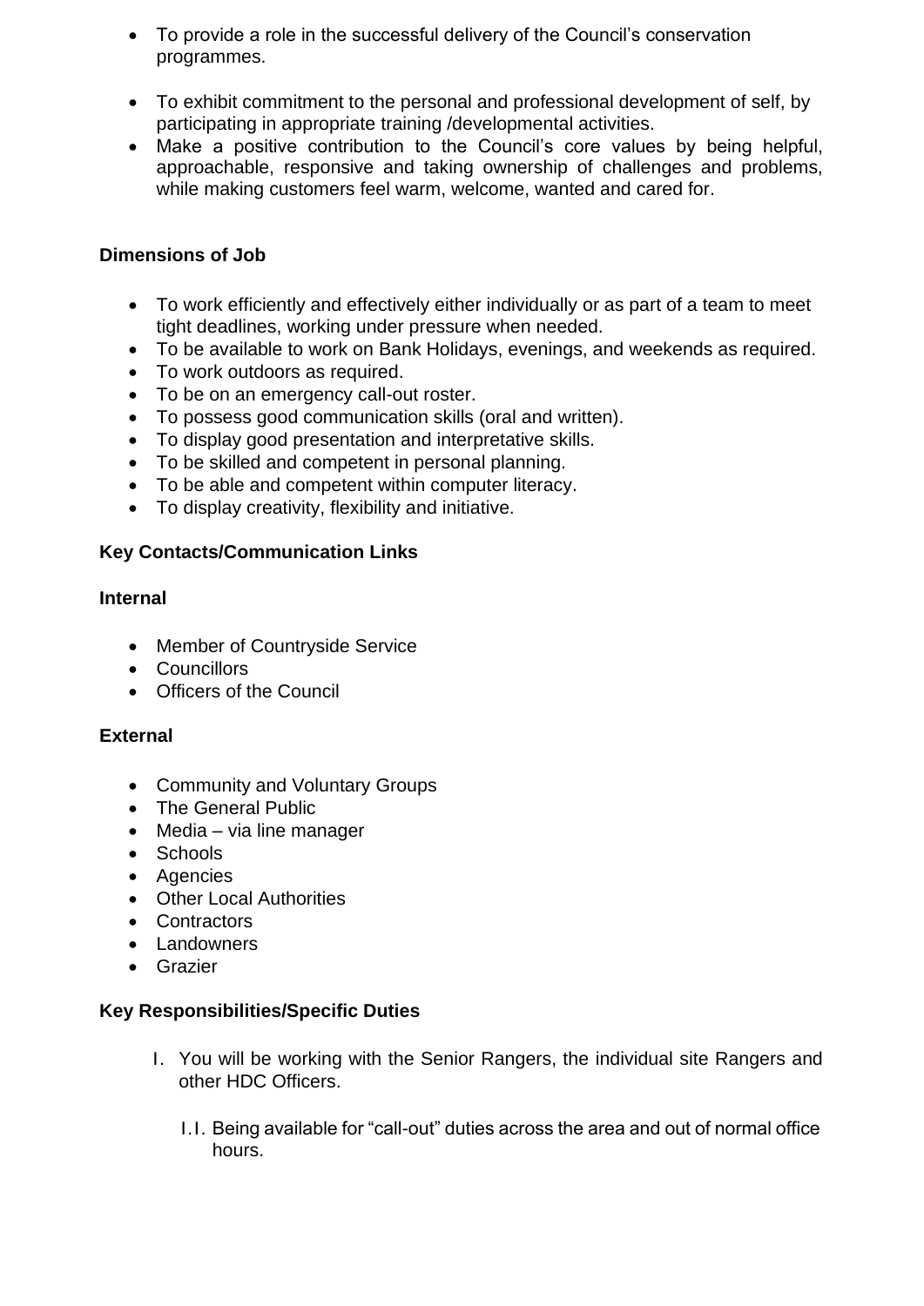- To provide a role in the successful delivery of the Council's conservation programmes.

- To exhibit commitment to the personal and professional development of self, by participating in appropriate training /developmental activities.
- Make a positive contribution to the Council's core values by being helpful, approachable, responsive and taking ownership of challenges and problems, while making customers feel warm, welcome, wanted and cared for.

**Dimensions of Job**

- To work efficiently and effectively either individually or as part of a team to meet tight deadlines, working under pressure when needed.
- To be available to work on Bank Holidays, evenings, and weekends as required.
- To work outdoors as required.
- To be on an emergency call-out roster.
- To possess good communication skills (oral and written).
- To display good presentation and interpretative skills.
- To be skilled and competent in personal planning.
- To be able and competent within computer literacy.
- To display creativity, flexibility and initiative.

**Key Contacts/Communication Links**

**Internal**

- Member of Countryside Service
- Councillors
- Officers of the Council

**External**

- Community and Voluntary Groups
- The General Public
- Media – via line manager
- Schools
- Agencies
- Other Local Authorities
- Contractors
- Landowners
- Grazier

**Key Responsibilities/Specific Duties**

1. You will be working with the Senior Rangers, the individual site Rangers and other HDC Officers.

   1.1. Being available for "call-out" duties across the area and out of normal office hours.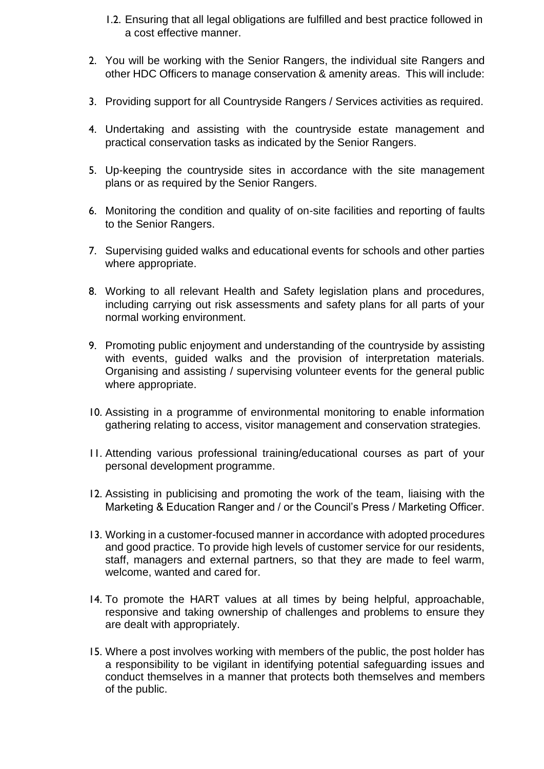1.2. Ensuring that all legal obligations are fulfilled and best practice followed in a cost effective manner.

2. You will be working with the Senior Rangers, the individual site Rangers and other HDC Officers to manage conservation & amenity areas. This will include:

3. Providing support for all Countryside Rangers / Services activities as required.

4. Undertaking and assisting with the countryside estate management and practical conservation tasks as indicated by the Senior Rangers.

5. Up-keeping the countryside sites in accordance with the site management plans or as required by the Senior Rangers.

6. Monitoring the condition and quality of on-site facilities and reporting of faults to the Senior Rangers.

7. Supervising guided walks and educational events for schools and other parties where appropriate.

8. Working to all relevant Health and Safety legislation plans and procedures, including carrying out risk assessments and safety plans for all parts of your normal working environment.

9. Promoting public enjoyment and understanding of the countryside by assisting with events, guided walks and the provision of interpretation materials. Organising and assisting / supervising volunteer events for the general public where appropriate.

10. Assisting in a programme of environmental monitoring to enable information gathering relating to access, visitor management and conservation strategies.

11. Attending various professional training/educational courses as part of your personal development programme.

12. Assisting in publicising and promoting the work of the team, liaising with the Marketing & Education Ranger and / or the Council's Press / Marketing Officer.

13. Working in a customer-focused manner in accordance with adopted procedures and good practice. To provide high levels of customer service for our residents, staff, managers and external partners, so that they are made to feel warm, welcome, wanted and cared for.

14. To promote the HART values at all times by being helpful, approachable, responsive and taking ownership of challenges and problems to ensure they are dealt with appropriately.

15. Where a post involves working with members of the public, the post holder has a responsibility to be vigilant in identifying potential safeguarding issues and conduct themselves in a manner that protects both themselves and members of the public.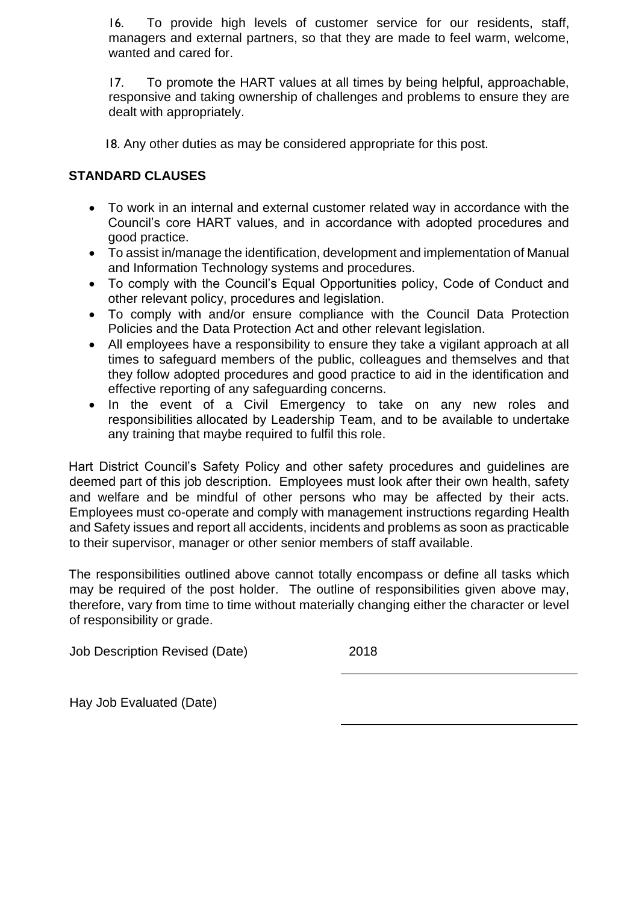16. To provide high levels of customer service for our residents, staff, managers and external partners, so that they are made to feel warm, welcome, wanted and cared for.

17. To promote the HART values at all times by being helpful, approachable, responsive and taking ownership of challenges and problems to ensure they are dealt with appropriately.

18. Any other duties as may be considered appropriate for this post.

**STANDARD CLAUSES**

- To work in an internal and external customer related way in accordance with the Council's core HART values, and in accordance with adopted procedures and good practice.
- To assist in/manage the identification, development and implementation of Manual and Information Technology systems and procedures.
- To comply with the Council's Equal Opportunities policy, Code of Conduct and other relevant policy, procedures and legislation.
- To comply with and/or ensure compliance with the Council Data Protection Policies and the Data Protection Act and other relevant legislation.
- All employees have a responsibility to ensure they take a vigilant approach at all times to safeguard members of the public, colleagues and themselves and that they follow adopted procedures and good practice to aid in the identification and effective reporting of any safeguarding concerns.
- In the event of a Civil Emergency to take on any new roles and responsibilities allocated by Leadership Team, and to be available to undertake any training that maybe required to fulfil this role.

Hart District Council's Safety Policy and other safety procedures and guidelines are deemed part of this job description. Employees must look after their own health, safety and welfare and be mindful of other persons who may be affected by their acts. Employees must co-operate and comply with management instructions regarding Health and Safety issues and report all accidents, incidents and problems as soon as practicable to their supervisor, manager or other senior members of staff available.

The responsibilities outlined above cannot totally encompass or define all tasks which may be required of the post holder. The outline of responsibilities given above may, therefore, vary from time to time without materially changing either the character or level of responsibility or grade.

Job Description Revised (Date) 2018

Hay Job Evaluated (Date)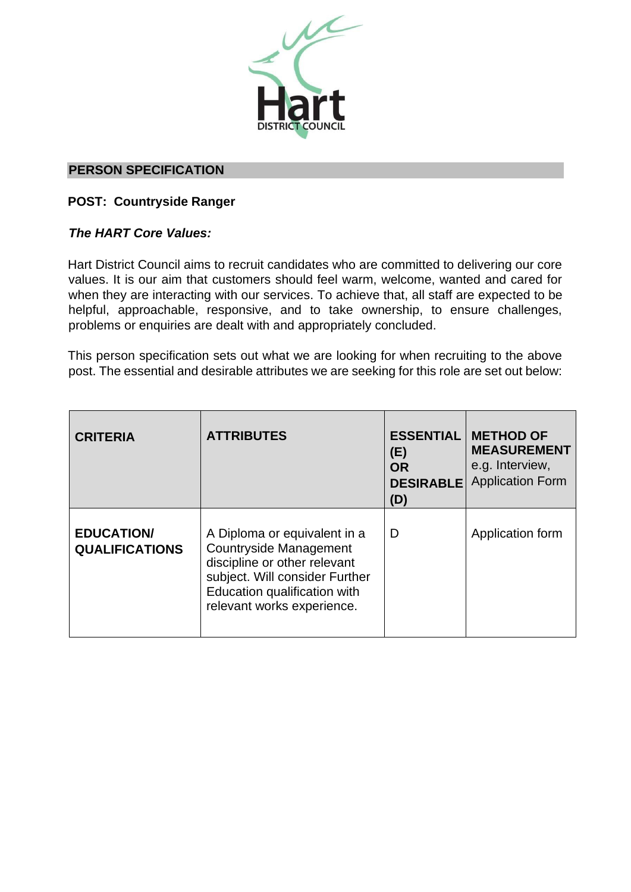## PERSON SPECIFICATION

**POST: Countryside Ranger**

***The HART Core Values:***

Hart District Council aims to recruit candidates who are committed to delivering our core values. It is our aim that customers should feel warm, welcome, wanted and cared for when they are interacting with our services. To achieve that, all staff are expected to be helpful, approachable, responsive, and to take ownership, to ensure challenges, problems or enquiries are dealt with and appropriately concluded.

This person specification sets out what we are looking for when recruiting to the above post. The essential and desirable attributes we are seeking for this role are set out below:

| **CRITERIA** | **ATTRIBUTES** | **ESSENTIAL (E) OR DESIRABLE (D)** | **METHOD OF MEASUREMENT** e.g. Interview, Application Form |
|---|---|---|---|
| **EDUCATION/ QUALIFICATIONS** | A Diploma or equivalent in a Countryside Management discipline or other relevant subject. Will consider Further Education qualification with relevant works experience. | D | Application form |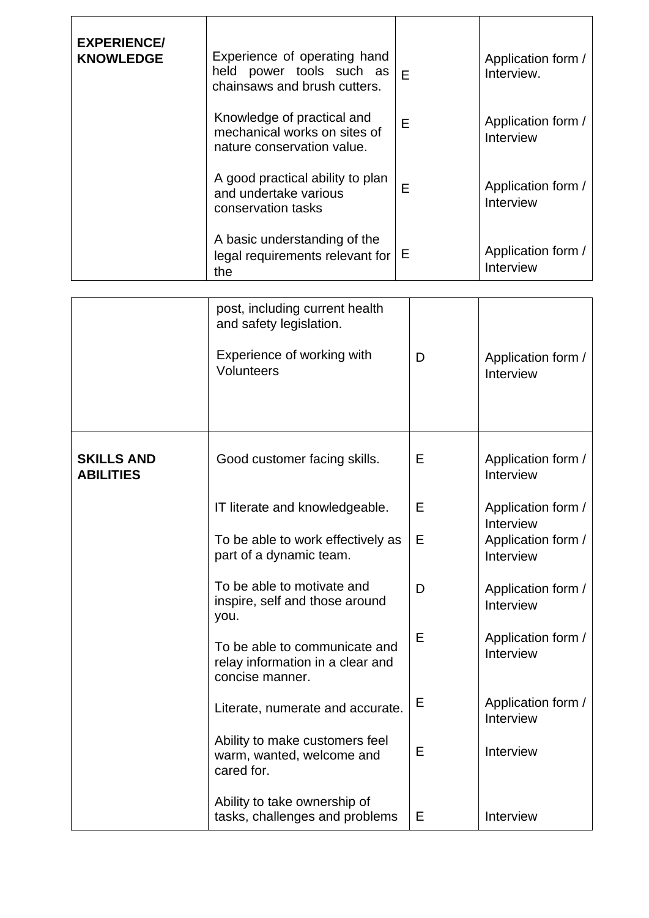| | | | |
|---|---|---|---|
| **EXPERIENCE/ KNOWLEDGE** | Experience of operating hand held power tools such as chainsaws and brush cutters. | E | Application form / Interview. |
| | Knowledge of practical and mechanical works on sites of nature conservation value. | E | Application form / Interview |
| | A good practical ability to plan and undertake various conservation tasks | E | Application form / Interview |
| | A basic understanding of the legal requirements relevant for the post, including current health and safety legislation. | E | Application form / Interview |
| | Experience of working with Volunteers | D | Application form / Interview |
| **SKILLS AND ABILITIES** | Good customer facing skills. | E | Application form / Interview |
| | IT literate and knowledgeable. | E | Application form / Interview |
| | To be able to work effectively as part of a dynamic team. | E | Application form / Interview |
| | To be able to motivate and inspire, self and those around you. | D | Application form / Interview |
| | To be able to communicate and relay information in a clear and concise manner. | E | Application form / Interview |
| | Literate, numerate and accurate. | E | Application form / Interview |
| | Ability to make customers feel warm, wanted, welcome and cared for. | E | Interview |
| | Ability to take ownership of tasks, challenges and problems | E | Interview |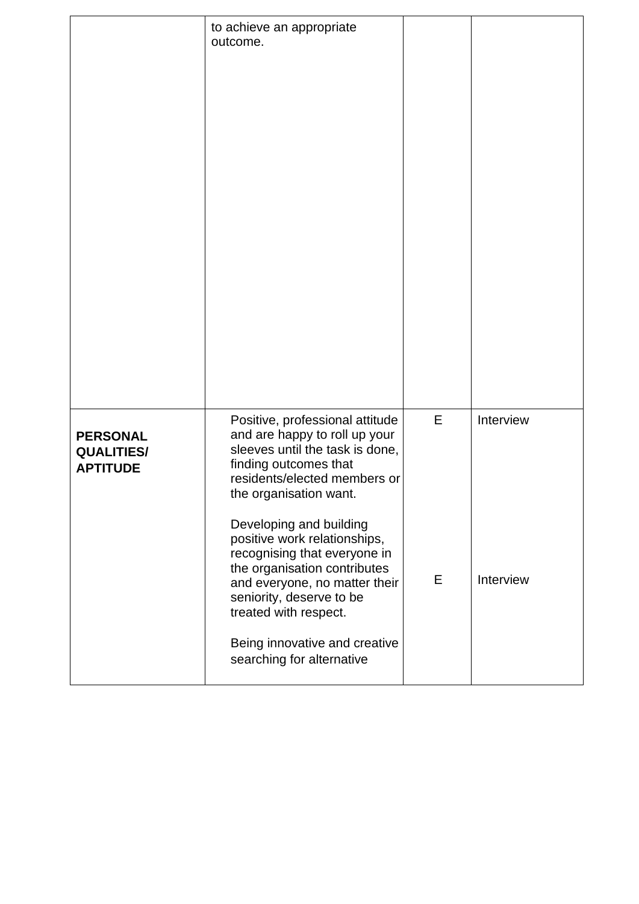| | | | |
|---|---|---|---|
| | to achieve an appropriate outcome. | | |
| **PERSONAL QUALITIES/ APTITUDE** | Positive, professional attitude and are happy to roll up your sleeves until the task is done, finding outcomes that residents/elected members or the organisation want.<br><br>Developing and building positive work relationships, recognising that everyone in the organisation contributes and everyone, no matter their seniority, deserve to be treated with respect.<br><br>Being innovative and creative searching for alternative | E<br><br><br><br><br><br><br>E | Interview<br><br><br><br><br><br><br>Interview |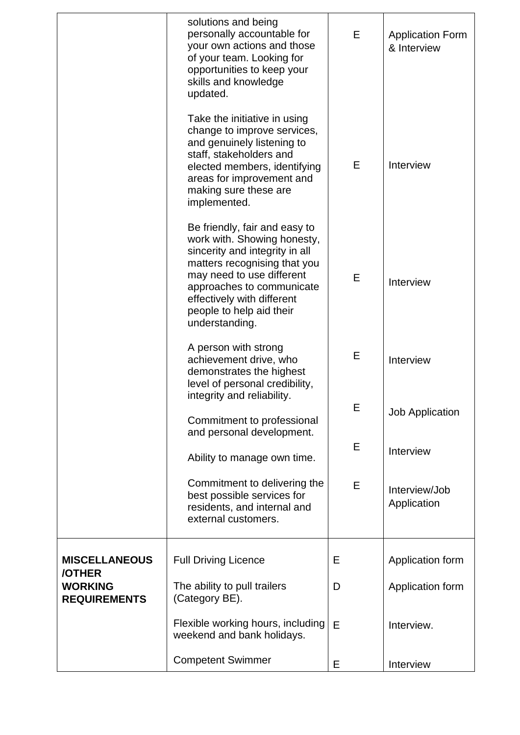| | | | |
|---|---|---|---|
| | solutions and being personally accountable for your own actions and those of your team. Looking for opportunities to keep your skills and knowledge updated. | E | Application Form & Interview |
| | Take the initiative in using change to improve services, and genuinely listening to staff, stakeholders and elected members, identifying areas for improvement and making sure these are implemented. | E | Interview |
| | Be friendly, fair and easy to work with. Showing honesty, sincerity and integrity in all matters recognising that you may need to use different approaches to communicate effectively with different people to help aid their understanding. | E | Interview |
| | A person with strong achievement drive, who demonstrates the highest level of personal credibility, integrity and reliability. | E | Interview |
| | Commitment to professional and personal development. | E | Job Application |
| | Ability to manage own time. | E | Interview |
| | Commitment to delivering the best possible services for residents, and internal and external customers. | E | Interview/Job Application |
| **MISCELLANEOUS /OTHER WORKING REQUIREMENTS** | Full Driving Licence | E | Application form |
| | The ability to pull trailers (Category BE). | D | Application form |
| | Flexible working hours, including weekend and bank holidays. | E | Interview. |
| | Competent Swimmer | E | Interview |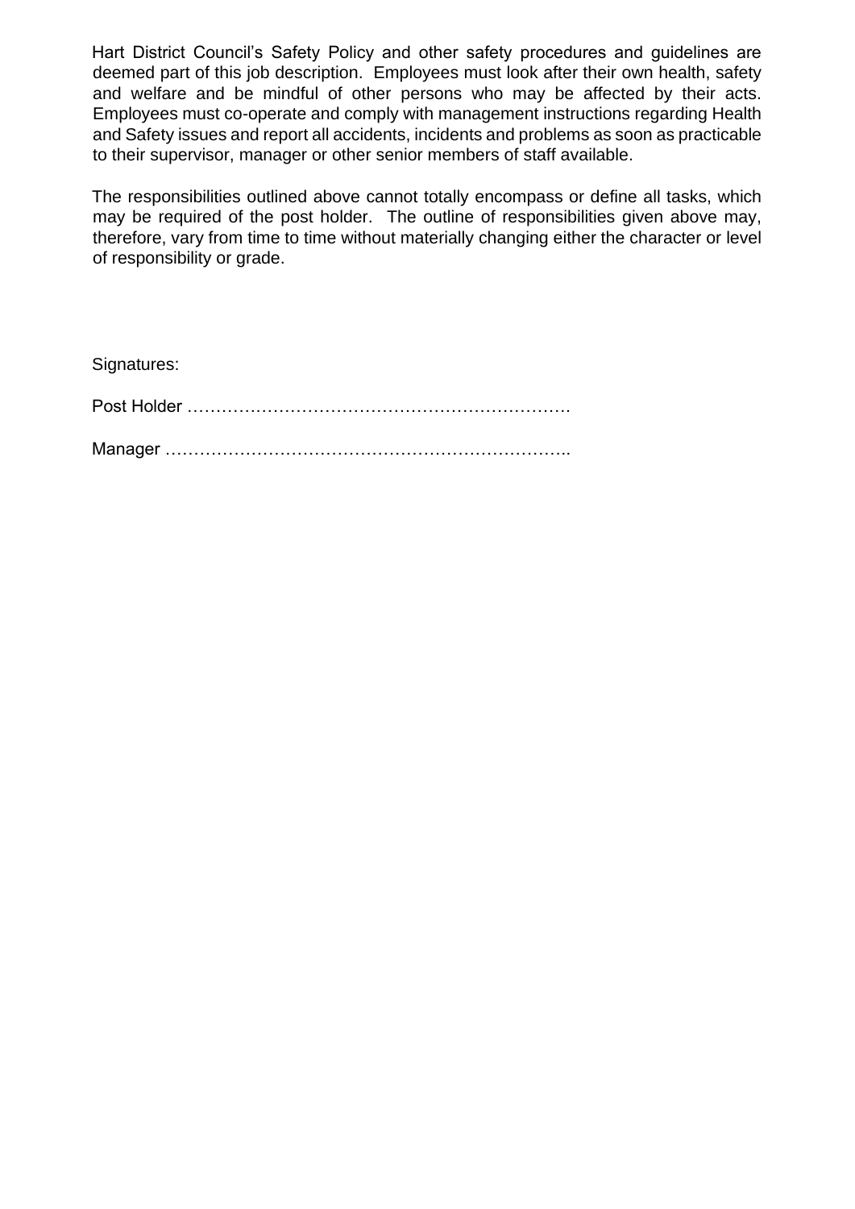Hart District Council's Safety Policy and other safety procedures and guidelines are deemed part of this job description. Employees must look after their own health, safety and welfare and be mindful of other persons who may be affected by their acts. Employees must co-operate and comply with management instructions regarding Health and Safety issues and report all accidents, incidents and problems as soon as practicable to their supervisor, manager or other senior members of staff available.

The responsibilities outlined above cannot totally encompass or define all tasks, which may be required of the post holder. The outline of responsibilities given above may, therefore, vary from time to time without materially changing either the character or level of responsibility or grade.

Signatures:

Post Holder ………………………………………………………….

Manager ……………………………………………………………..